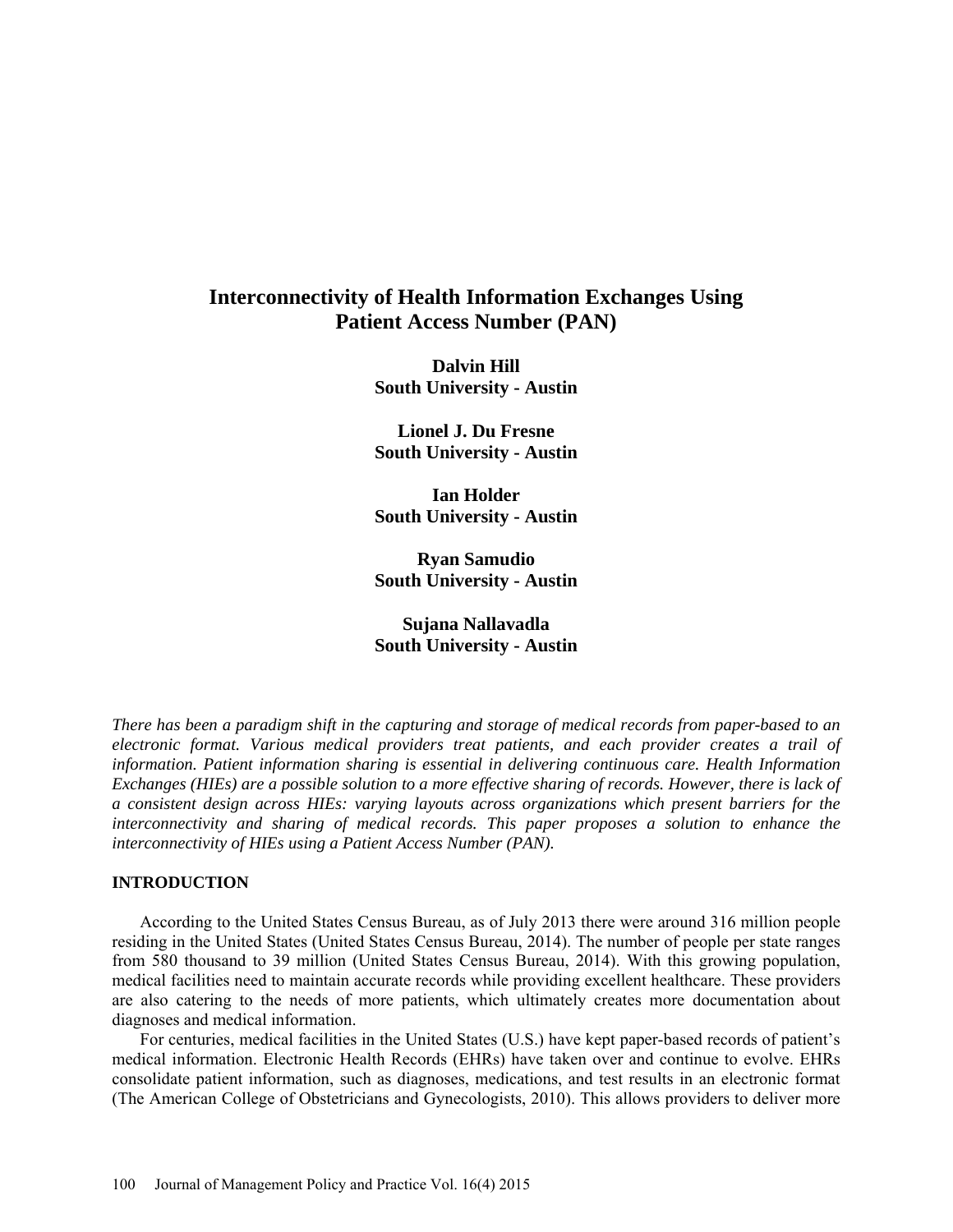# Interconnectivity of Health Information Exchanges Using Patient Access Number (PAN)

**Dalvin Hill**
**South University - Austin**

**Lionel J. Du Fresne**
**South University - Austin**

**Ian Holder**
**South University - Austin**

**Ryan Samudio**
**South University - Austin**

**Sujana Nallavadla**
**South University - Austin**

*There has been a paradigm shift in the capturing and storage of medical records from paper-based to an electronic format. Various medical providers treat patients, and each provider creates a trail of information. Patient information sharing is essential in delivering continuous care. Health Information Exchanges (HIEs) are a possible solution to a more effective sharing of records. However, there is lack of a consistent design across HIEs: varying layouts across organizations which present barriers for the interconnectivity and sharing of medical records. This paper proposes a solution to enhance the interconnectivity of HIEs using a Patient Access Number (PAN).*

## INTRODUCTION

According to the United States Census Bureau, as of July 2013 there were around 316 million people residing in the United States (United States Census Bureau, 2014). The number of people per state ranges from 580 thousand to 39 million (United States Census Bureau, 2014). With this growing population, medical facilities need to maintain accurate records while providing excellent healthcare. These providers are also catering to the needs of more patients, which ultimately creates more documentation about diagnoses and medical information.

For centuries, medical facilities in the United States (U.S.) have kept paper-based records of patient's medical information. Electronic Health Records (EHRs) have taken over and continue to evolve. EHRs consolidate patient information, such as diagnoses, medications, and test results in an electronic format (The American College of Obstetricians and Gynecologists, 2010). This allows providers to deliver more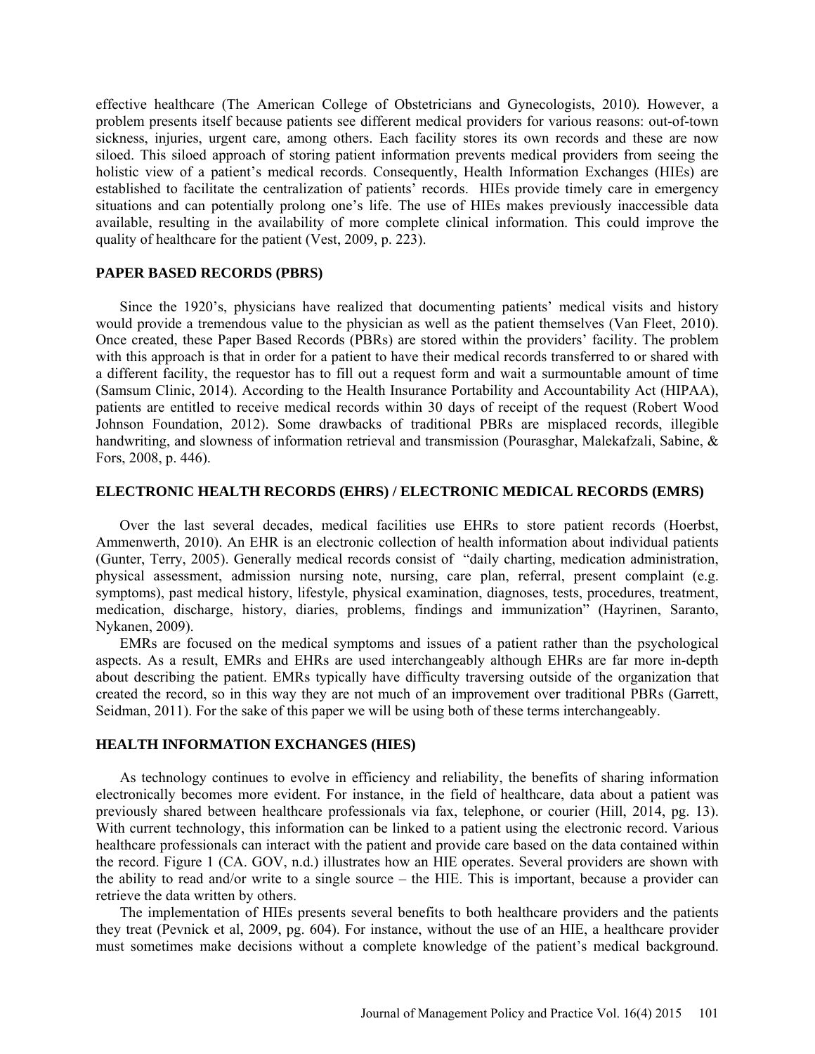effective healthcare (The American College of Obstetricians and Gynecologists, 2010). However, a problem presents itself because patients see different medical providers for various reasons: out-of-town sickness, injuries, urgent care, among others. Each facility stores its own records and these are now siloed. This siloed approach of storing patient information prevents medical providers from seeing the holistic view of a patient's medical records. Consequently, Health Information Exchanges (HIEs) are established to facilitate the centralization of patients' records. HIEs provide timely care in emergency situations and can potentially prolong one's life. The use of HIEs makes previously inaccessible data available, resulting in the availability of more complete clinical information. This could improve the quality of healthcare for the patient (Vest, 2009, p. 223).

## PAPER BASED RECORDS (PBRS)

Since the 1920's, physicians have realized that documenting patients' medical visits and history would provide a tremendous value to the physician as well as the patient themselves (Van Fleet, 2010). Once created, these Paper Based Records (PBRs) are stored within the providers' facility. The problem with this approach is that in order for a patient to have their medical records transferred to or shared with a different facility, the requestor has to fill out a request form and wait a surmountable amount of time (Samsum Clinic, 2014). According to the Health Insurance Portability and Accountability Act (HIPAA), patients are entitled to receive medical records within 30 days of receipt of the request (Robert Wood Johnson Foundation, 2012). Some drawbacks of traditional PBRs are misplaced records, illegible handwriting, and slowness of information retrieval and transmission (Pourasghar, Malekafzali, Sabine, & Fors, 2008, p. 446).

## ELECTRONIC HEALTH RECORDS (EHRS) / ELECTRONIC MEDICAL RECORDS (EMRS)

Over the last several decades, medical facilities use EHRs to store patient records (Hoerbst, Ammenwerth, 2010). An EHR is an electronic collection of health information about individual patients (Gunter, Terry, 2005). Generally medical records consist of "daily charting, medication administration, physical assessment, admission nursing note, nursing, care plan, referral, present complaint (e.g. symptoms), past medical history, lifestyle, physical examination, diagnoses, tests, procedures, treatment, medication, discharge, history, diaries, problems, findings and immunization" (Hayrinen, Saranto, Nykanen, 2009).

EMRs are focused on the medical symptoms and issues of a patient rather than the psychological aspects. As a result, EMRs and EHRs are used interchangeably although EHRs are far more in-depth about describing the patient. EMRs typically have difficulty traversing outside of the organization that created the record, so in this way they are not much of an improvement over traditional PBRs (Garrett, Seidman, 2011). For the sake of this paper we will be using both of these terms interchangeably.

## HEALTH INFORMATION EXCHANGES (HIES)

As technology continues to evolve in efficiency and reliability, the benefits of sharing information electronically becomes more evident. For instance, in the field of healthcare, data about a patient was previously shared between healthcare professionals via fax, telephone, or courier (Hill, 2014, pg. 13). With current technology, this information can be linked to a patient using the electronic record. Various healthcare professionals can interact with the patient and provide care based on the data contained within the record. Figure 1 (CA. GOV, n.d.) illustrates how an HIE operates. Several providers are shown with the ability to read and/or write to a single source – the HIE. This is important, because a provider can retrieve the data written by others.

The implementation of HIEs presents several benefits to both healthcare providers and the patients they treat (Pevnick et al, 2009, pg. 604). For instance, without the use of an HIE, a healthcare provider must sometimes make decisions without a complete knowledge of the patient's medical background.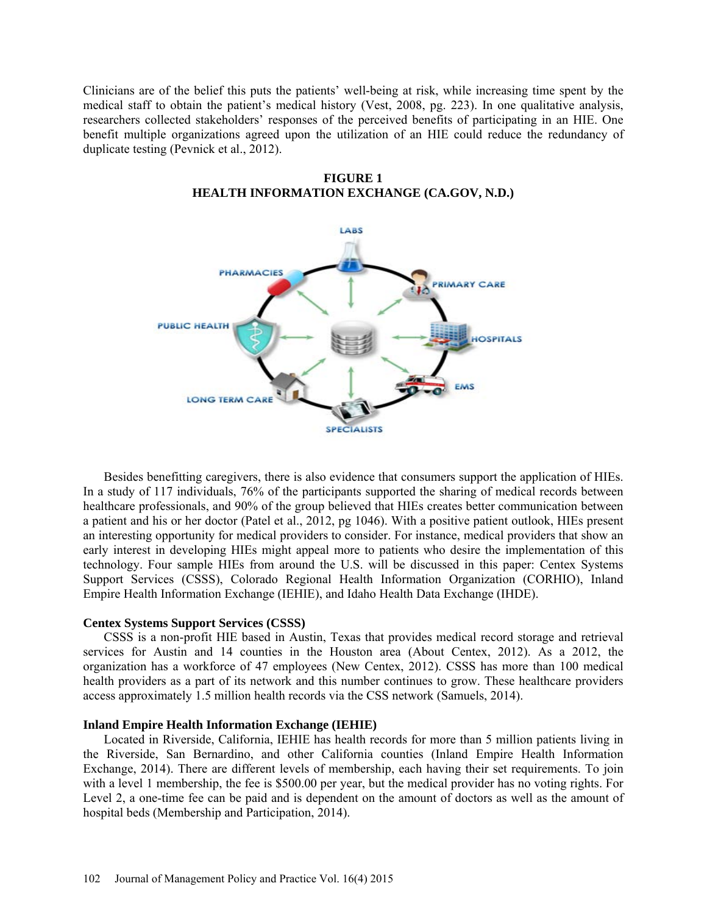Clinicians are of the belief this puts the patients' well-being at risk, while increasing time spent by the medical staff to obtain the patient's medical history (Vest, 2008, pg. 223). In one qualitative analysis, researchers collected stakeholders' responses of the perceived benefits of participating in an HIE. One benefit multiple organizations agreed upon the utilization of an HIE could reduce the redundancy of duplicate testing (Pevnick et al., 2012).

**FIGURE 1**
**HEALTH INFORMATION EXCHANGE (CA.GOV, N.D.)**

Besides benefitting caregivers, there is also evidence that consumers support the application of HIEs. In a study of 117 individuals, 76% of the participants supported the sharing of medical records between healthcare professionals, and 90% of the group believed that HIEs creates better communication between a patient and his or her doctor (Patel et al., 2012, pg 1046). With a positive patient outlook, HIEs present an interesting opportunity for medical providers to consider. For instance, medical providers that show an early interest in developing HIEs might appeal more to patients who desire the implementation of this technology. Four sample HIEs from around the U.S. will be discussed in this paper: Centex Systems Support Services (CSSS), Colorado Regional Health Information Organization (CORHIO), Inland Empire Health Information Exchange (IEHIE), and Idaho Health Data Exchange (IHDE).

### Centex Systems Support Services (CSSS)

CSSS is a non-profit HIE based in Austin, Texas that provides medical record storage and retrieval services for Austin and 14 counties in the Houston area (About Centex, 2012). As a 2012, the organization has a workforce of 47 employees (New Centex, 2012). CSSS has more than 100 medical health providers as a part of its network and this number continues to grow. These healthcare providers access approximately 1.5 million health records via the CSS network (Samuels, 2014).

### Inland Empire Health Information Exchange (IEHIE)

Located in Riverside, California, IEHIE has health records for more than 5 million patients living in the Riverside, San Bernardino, and other California counties (Inland Empire Health Information Exchange, 2014). There are different levels of membership, each having their set requirements. To join with a level 1 membership, the fee is $500.00 per year, but the medical provider has no voting rights. For Level 2, a one-time fee can be paid and is dependent on the amount of doctors as well as the amount of hospital beds (Membership and Participation, 2014).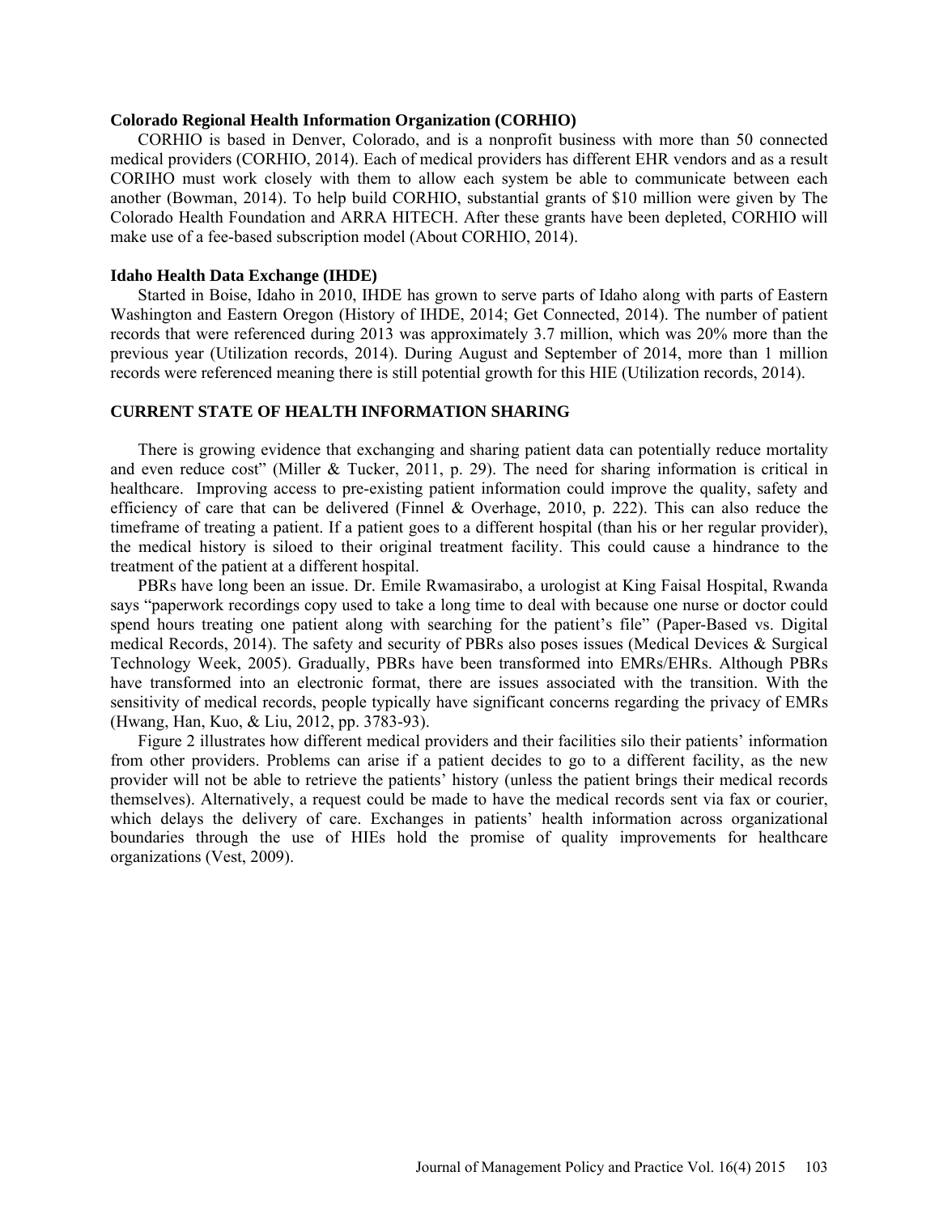### Colorado Regional Health Information Organization (CORHIO)

CORHIO is based in Denver, Colorado, and is a nonprofit business with more than 50 connected medical providers (CORHIO, 2014). Each of medical providers has different EHR vendors and as a result CORIHO must work closely with them to allow each system be able to communicate between each another (Bowman, 2014). To help build CORHIO, substantial grants of $10 million were given by The Colorado Health Foundation and ARRA HITECH. After these grants have been depleted, CORHIO will make use of a fee-based subscription model (About CORHIO, 2014).

### Idaho Health Data Exchange (IHDE)

Started in Boise, Idaho in 2010, IHDE has grown to serve parts of Idaho along with parts of Eastern Washington and Eastern Oregon (History of IHDE, 2014; Get Connected, 2014). The number of patient records that were referenced during 2013 was approximately 3.7 million, which was 20% more than the previous year (Utilization records, 2014). During August and September of 2014, more than 1 million records were referenced meaning there is still potential growth for this HIE (Utilization records, 2014).

## CURRENT STATE OF HEALTH INFORMATION SHARING

There is growing evidence that exchanging and sharing patient data can potentially reduce mortality and even reduce cost" (Miller & Tucker, 2011, p. 29). The need for sharing information is critical in healthcare. Improving access to pre-existing patient information could improve the quality, safety and efficiency of care that can be delivered (Finnel & Overhage, 2010, p. 222). This can also reduce the timeframe of treating a patient. If a patient goes to a different hospital (than his or her regular provider), the medical history is siloed to their original treatment facility. This could cause a hindrance to the treatment of the patient at a different hospital.

PBRs have long been an issue. Dr. Emile Rwamasirabo, a urologist at King Faisal Hospital, Rwanda says "paperwork recordings copy used to take a long time to deal with because one nurse or doctor could spend hours treating one patient along with searching for the patient's file" (Paper-Based vs. Digital medical Records, 2014). The safety and security of PBRs also poses issues (Medical Devices & Surgical Technology Week, 2005). Gradually, PBRs have been transformed into EMRs/EHRs. Although PBRs have transformed into an electronic format, there are issues associated with the transition. With the sensitivity of medical records, people typically have significant concerns regarding the privacy of EMRs (Hwang, Han, Kuo, & Liu, 2012, pp. 3783-93).

Figure 2 illustrates how different medical providers and their facilities silo their patients' information from other providers. Problems can arise if a patient decides to go to a different facility, as the new provider will not be able to retrieve the patients' history (unless the patient brings their medical records themselves). Alternatively, a request could be made to have the medical records sent via fax or courier, which delays the delivery of care. Exchanges in patients' health information across organizational boundaries through the use of HIEs hold the promise of quality improvements for healthcare organizations (Vest, 2009).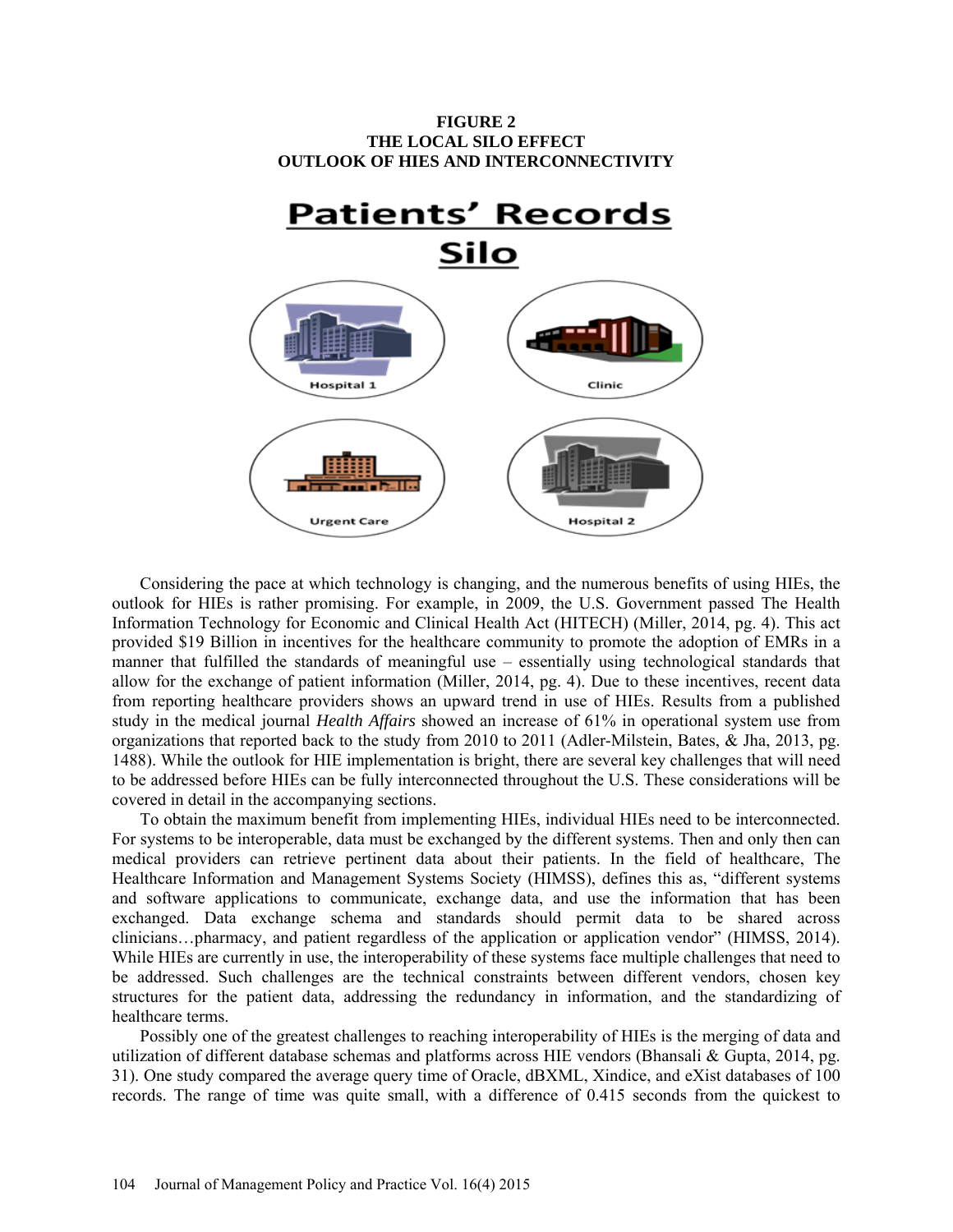**FIGURE 2**
**THE LOCAL SILO EFFECT**
**OUTLOOK OF HIES AND INTERCONNECTIVITY**

Considering the pace at which technology is changing, and the numerous benefits of using HIEs, the outlook for HIEs is rather promising. For example, in 2009, the U.S. Government passed The Health Information Technology for Economic and Clinical Health Act (HITECH) (Miller, 2014, pg. 4). This act provided $19 Billion in incentives for the healthcare community to promote the adoption of EMRs in a manner that fulfilled the standards of meaningful use – essentially using technological standards that allow for the exchange of patient information (Miller, 2014, pg. 4). Due to these incentives, recent data from reporting healthcare providers shows an upward trend in use of HIEs. Results from a published study in the medical journal *Health Affairs* showed an increase of 61% in operational system use from organizations that reported back to the study from 2010 to 2011 (Adler-Milstein, Bates, & Jha, 2013, pg. 1488). While the outlook for HIE implementation is bright, there are several key challenges that will need to be addressed before HIEs can be fully interconnected throughout the U.S. These considerations will be covered in detail in the accompanying sections.

To obtain the maximum benefit from implementing HIEs, individual HIEs need to be interconnected. For systems to be interoperable, data must be exchanged by the different systems. Then and only then can medical providers can retrieve pertinent data about their patients. In the field of healthcare, The Healthcare Information and Management Systems Society (HIMSS), defines this as, "different systems and software applications to communicate, exchange data, and use the information that has been exchanged. Data exchange schema and standards should permit data to be shared across clinicians…pharmacy, and patient regardless of the application or application vendor" (HIMSS, 2014). While HIEs are currently in use, the interoperability of these systems face multiple challenges that need to be addressed. Such challenges are the technical constraints between different vendors, chosen key structures for the patient data, addressing the redundancy in information, and the standardizing of healthcare terms.

Possibly one of the greatest challenges to reaching interoperability of HIEs is the merging of data and utilization of different database schemas and platforms across HIE vendors (Bhansali & Gupta, 2014, pg. 31). One study compared the average query time of Oracle, dBXML, Xindice, and eXist databases of 100 records. The range of time was quite small, with a difference of 0.415 seconds from the quickest to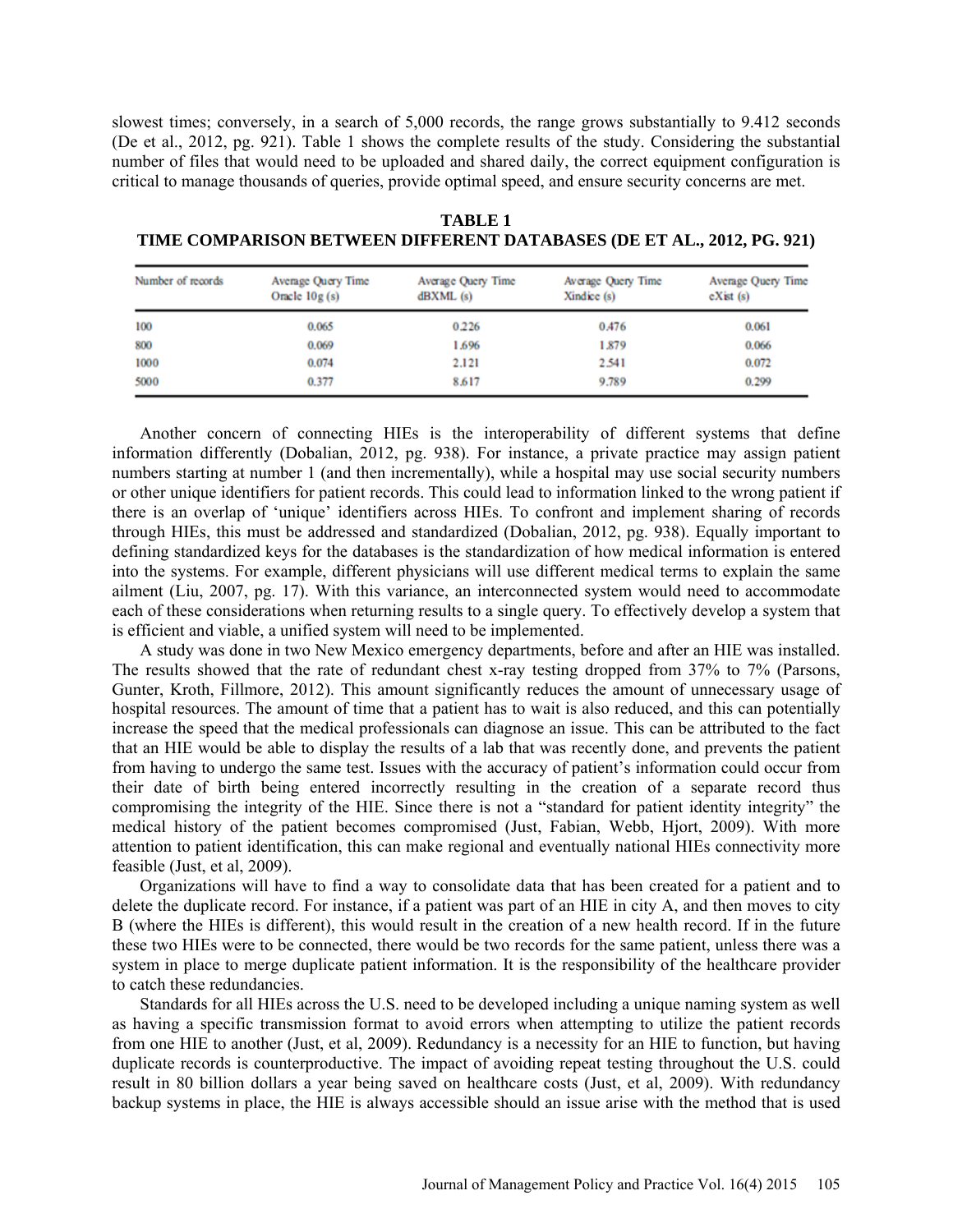slowest times; conversely, in a search of 5,000 records, the range grows substantially to 9.412 seconds (De et al., 2012, pg. 921). Table 1 shows the complete results of the study. Considering the substantial number of files that would need to be uploaded and shared daily, the correct equipment configuration is critical to manage thousands of queries, provide optimal speed, and ensure security concerns are met.

**TABLE 1**
**TIME COMPARISON BETWEEN DIFFERENT DATABASES (DE ET AL., 2012, PG. 921)**

| Number of records | Average Query Time Oracle 10g (s) | Average Query Time dBXML (s) | Average Query Time Xindice (s) | Average Query Time eXist (s) |
|---|---|---|---|---|
| 100 | 0.065 | 0.226 | 0.476 | 0.061 |
| 800 | 0.069 | 1.696 | 1.879 | 0.066 |
| 1000 | 0.074 | 2.121 | 2.541 | 0.072 |
| 5000 | 0.377 | 8.617 | 9.789 | 0.299 |

Another concern of connecting HIEs is the interoperability of different systems that define information differently (Dobalian, 2012, pg. 938). For instance, a private practice may assign patient numbers starting at number 1 (and then incrementally), while a hospital may use social security numbers or other unique identifiers for patient records. This could lead to information linked to the wrong patient if there is an overlap of 'unique' identifiers across HIEs. To confront and implement sharing of records through HIEs, this must be addressed and standardized (Dobalian, 2012, pg. 938). Equally important to defining standardized keys for the databases is the standardization of how medical information is entered into the systems. For example, different physicians will use different medical terms to explain the same ailment (Liu, 2007, pg. 17). With this variance, an interconnected system would need to accommodate each of these considerations when returning results to a single query. To effectively develop a system that is efficient and viable, a unified system will need to be implemented.

A study was done in two New Mexico emergency departments, before and after an HIE was installed. The results showed that the rate of redundant chest x-ray testing dropped from 37% to 7% (Parsons, Gunter, Kroth, Fillmore, 2012). This amount significantly reduces the amount of unnecessary usage of hospital resources. The amount of time that a patient has to wait is also reduced, and this can potentially increase the speed that the medical professionals can diagnose an issue. This can be attributed to the fact that an HIE would be able to display the results of a lab that was recently done, and prevents the patient from having to undergo the same test. Issues with the accuracy of patient's information could occur from their date of birth being entered incorrectly resulting in the creation of a separate record thus compromising the integrity of the HIE. Since there is not a "standard for patient identity integrity" the medical history of the patient becomes compromised (Just, Fabian, Webb, Hjort, 2009). With more attention to patient identification, this can make regional and eventually national HIEs connectivity more feasible (Just, et al, 2009).

Organizations will have to find a way to consolidate data that has been created for a patient and to delete the duplicate record. For instance, if a patient was part of an HIE in city A, and then moves to city B (where the HIEs is different), this would result in the creation of a new health record. If in the future these two HIEs were to be connected, there would be two records for the same patient, unless there was a system in place to merge duplicate patient information. It is the responsibility of the healthcare provider to catch these redundancies.

Standards for all HIEs across the U.S. need to be developed including a unique naming system as well as having a specific transmission format to avoid errors when attempting to utilize the patient records from one HIE to another (Just, et al, 2009). Redundancy is a necessity for an HIE to function, but having duplicate records is counterproductive. The impact of avoiding repeat testing throughout the U.S. could result in 80 billion dollars a year being saved on healthcare costs (Just, et al, 2009). With redundancy backup systems in place, the HIE is always accessible should an issue arise with the method that is used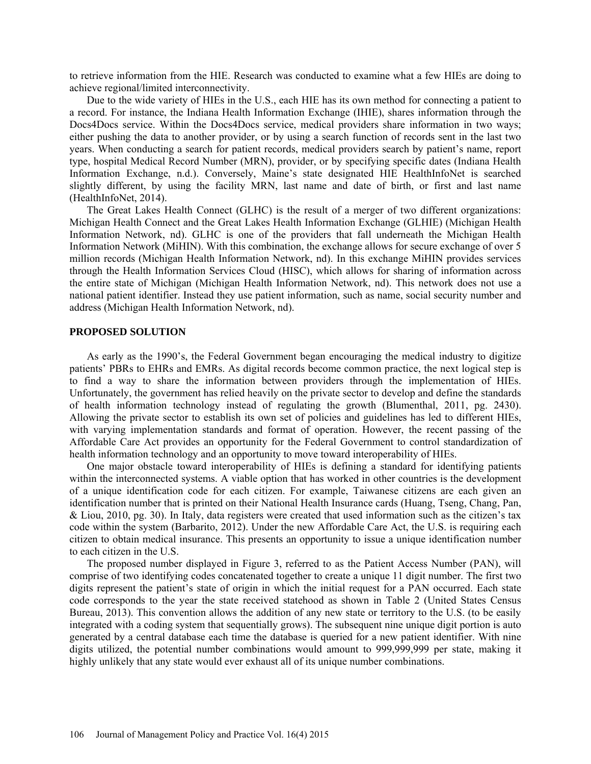to retrieve information from the HIE. Research was conducted to examine what a few HIEs are doing to achieve regional/limited interconnectivity.

Due to the wide variety of HIEs in the U.S., each HIE has its own method for connecting a patient to a record. For instance, the Indiana Health Information Exchange (IHIE), shares information through the Docs4Docs service. Within the Docs4Docs service, medical providers share information in two ways; either pushing the data to another provider, or by using a search function of records sent in the last two years. When conducting a search for patient records, medical providers search by patient's name, report type, hospital Medical Record Number (MRN), provider, or by specifying specific dates (Indiana Health Information Exchange, n.d.). Conversely, Maine's state designated HIE HealthInfoNet is searched slightly different, by using the facility MRN, last name and date of birth, or first and last name (HealthInfoNet, 2014).

The Great Lakes Health Connect (GLHC) is the result of a merger of two different organizations: Michigan Health Connect and the Great Lakes Health Information Exchange (GLHIE) (Michigan Health Information Network, nd). GLHC is one of the providers that fall underneath the Michigan Health Information Network (MiHIN). With this combination, the exchange allows for secure exchange of over 5 million records (Michigan Health Information Network, nd). In this exchange MiHIN provides services through the Health Information Services Cloud (HISC), which allows for sharing of information across the entire state of Michigan (Michigan Health Information Network, nd). This network does not use a national patient identifier. Instead they use patient information, such as name, social security number and address (Michigan Health Information Network, nd).

## PROPOSED SOLUTION

As early as the 1990's, the Federal Government began encouraging the medical industry to digitize patients' PBRs to EHRs and EMRs. As digital records become common practice, the next logical step is to find a way to share the information between providers through the implementation of HIEs. Unfortunately, the government has relied heavily on the private sector to develop and define the standards of health information technology instead of regulating the growth (Blumenthal, 2011, pg. 2430). Allowing the private sector to establish its own set of policies and guidelines has led to different HIEs, with varying implementation standards and format of operation. However, the recent passing of the Affordable Care Act provides an opportunity for the Federal Government to control standardization of health information technology and an opportunity to move toward interoperability of HIEs.

One major obstacle toward interoperability of HIEs is defining a standard for identifying patients within the interconnected systems. A viable option that has worked in other countries is the development of a unique identification code for each citizen. For example, Taiwanese citizens are each given an identification number that is printed on their National Health Insurance cards (Huang, Tseng, Chang, Pan, & Liou, 2010, pg. 30). In Italy, data registers were created that used information such as the citizen's tax code within the system (Barbarito, 2012). Under the new Affordable Care Act, the U.S. is requiring each citizen to obtain medical insurance. This presents an opportunity to issue a unique identification number to each citizen in the U.S.

The proposed number displayed in Figure 3, referred to as the Patient Access Number (PAN), will comprise of two identifying codes concatenated together to create a unique 11 digit number. The first two digits represent the patient's state of origin in which the initial request for a PAN occurred. Each state code corresponds to the year the state received statehood as shown in Table 2 (United States Census Bureau, 2013). This convention allows the addition of any new state or territory to the U.S. (to be easily integrated with a coding system that sequentially grows). The subsequent nine unique digit portion is auto generated by a central database each time the database is queried for a new patient identifier. With nine digits utilized, the potential number combinations would amount to 999,999,999 per state, making it highly unlikely that any state would ever exhaust all of its unique number combinations.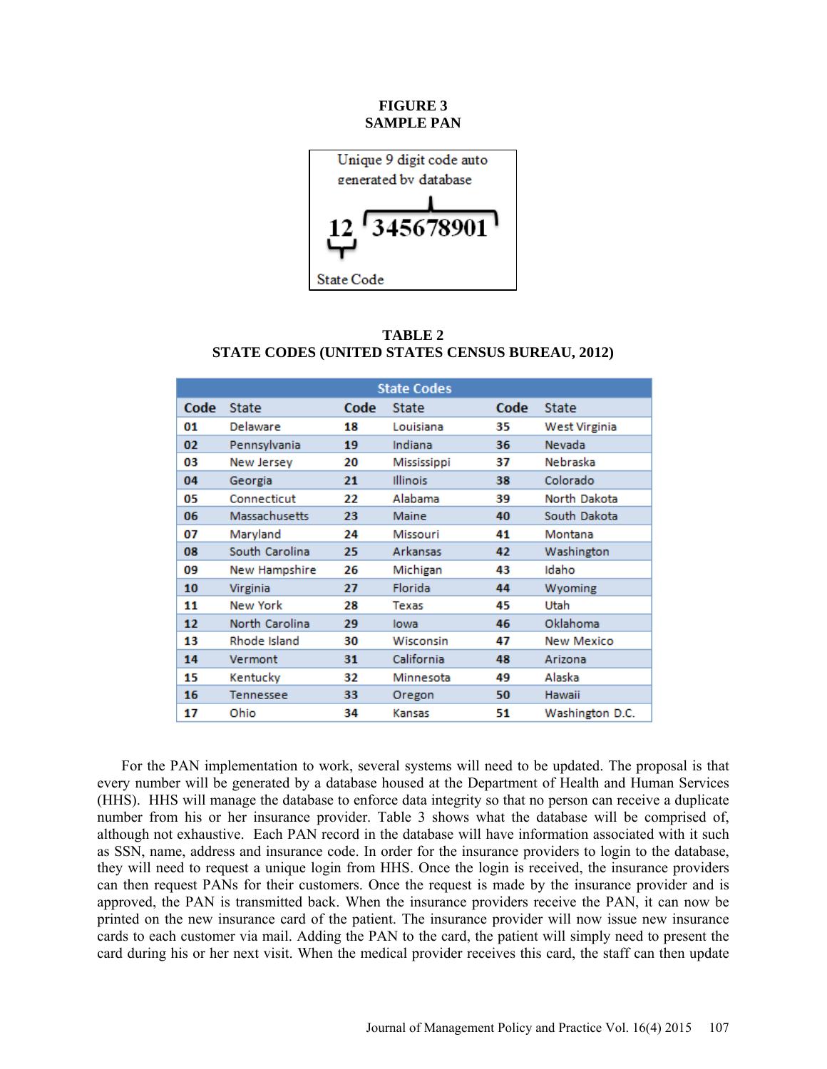**FIGURE 3**
**SAMPLE PAN**

Unique 9 digit code auto generated by database

12 345678901

State Code

**TABLE 2**
**STATE CODES (UNITED STATES CENSUS BUREAU, 2012)**

| State Codes | | | | | |
|---|---|---|---|---|---|
| **Code** | **State** | **Code** | **State** | **Code** | **State** |
| 01 | Delaware | 18 | Louisiana | 35 | West Virginia |
| 02 | Pennsylvania | 19 | Indiana | 36 | Nevada |
| 03 | New Jersey | 20 | Mississippi | 37 | Nebraska |
| 04 | Georgia | 21 | Illinois | 38 | Colorado |
| 05 | Connecticut | 22 | Alabama | 39 | North Dakota |
| 06 | Massachusetts | 23 | Maine | 40 | South Dakota |
| 07 | Maryland | 24 | Missouri | 41 | Montana |
| 08 | South Carolina | 25 | Arkansas | 42 | Washington |
| 09 | New Hampshire | 26 | Michigan | 43 | Idaho |
| 10 | Virginia | 27 | Florida | 44 | Wyoming |
| 11 | New York | 28 | Texas | 45 | Utah |
| 12 | North Carolina | 29 | Iowa | 46 | Oklahoma |
| 13 | Rhode Island | 30 | Wisconsin | 47 | New Mexico |
| 14 | Vermont | 31 | California | 48 | Arizona |
| 15 | Kentucky | 32 | Minnesota | 49 | Alaska |
| 16 | Tennessee | 33 | Oregon | 50 | Hawaii |
| 17 | Ohio | 34 | Kansas | 51 | Washington D.C. |

For the PAN implementation to work, several systems will need to be updated. The proposal is that every number will be generated by a database housed at the Department of Health and Human Services (HHS). HHS will manage the database to enforce data integrity so that no person can receive a duplicate number from his or her insurance provider. Table 3 shows what the database will be comprised of, although not exhaustive. Each PAN record in the database will have information associated with it such as SSN, name, address and insurance code. In order for the insurance providers to login to the database, they will need to request a unique login from HHS. Once the login is received, the insurance providers can then request PANs for their customers. Once the request is made by the insurance provider and is approved, the PAN is transmitted back. When the insurance providers receive the PAN, it can now be printed on the new insurance card of the patient. The insurance provider will now issue new insurance cards to each customer via mail. Adding the PAN to the card, the patient will simply need to present the card during his or her next visit. When the medical provider receives this card, the staff can then update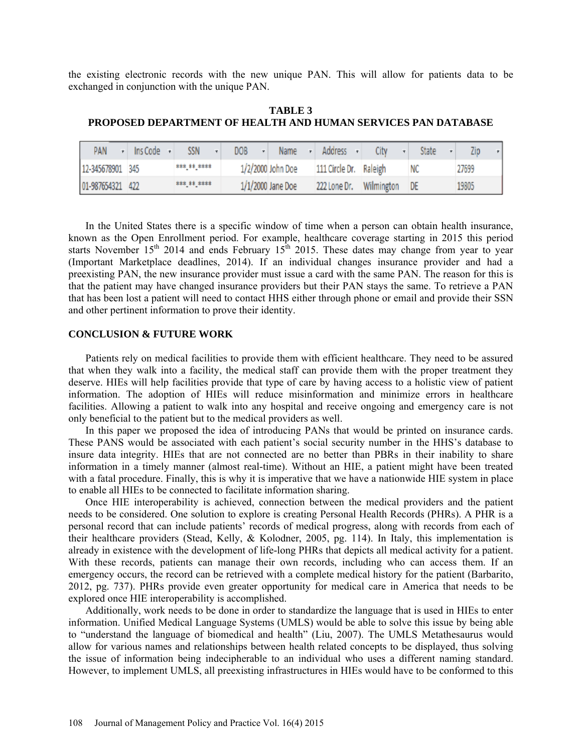the existing electronic records with the new unique PAN. This will allow for patients data to be exchanged in conjunction with the unique PAN.

**TABLE 3**
**PROPOSED DEPARTMENT OF HEALTH AND HUMAN SERVICES PAN DATABASE**

| PAN | Ins Code | SSN | DOB | Name | Address | City | State | Zip |
|---|---|---|---|---|---|---|---|---|
| 12-345678901 | 345 | ***-**-**** | 1/2/2000 | John Doe | 111 Circle Dr. | Raleigh | NC | 27699 |
| 01-987654321 | 422 | ***-**-**** | 1/1/2000 | Jane Doe | 222 Lone Dr. | Wilmington | DE | 19805 |

In the United States there is a specific window of time when a person can obtain health insurance, known as the Open Enrollment period. For example, healthcare coverage starting in 2015 this period starts November 15th 2014 and ends February 15th 2015. These dates may change from year to year (Important Marketplace deadlines, 2014). If an individual changes insurance provider and had a preexisting PAN, the new insurance provider must issue a card with the same PAN. The reason for this is that the patient may have changed insurance providers but their PAN stays the same. To retrieve a PAN that has been lost a patient will need to contact HHS either through phone or email and provide their SSN and other pertinent information to prove their identity.

## CONCLUSION & FUTURE WORK

Patients rely on medical facilities to provide them with efficient healthcare. They need to be assured that when they walk into a facility, the medical staff can provide them with the proper treatment they deserve. HIEs will help facilities provide that type of care by having access to a holistic view of patient information. The adoption of HIEs will reduce misinformation and minimize errors in healthcare facilities. Allowing a patient to walk into any hospital and receive ongoing and emergency care is not only beneficial to the patient but to the medical providers as well.

In this paper we proposed the idea of introducing PANs that would be printed on insurance cards. These PANS would be associated with each patient's social security number in the HHS's database to insure data integrity. HIEs that are not connected are no better than PBRs in their inability to share information in a timely manner (almost real-time). Without an HIE, a patient might have been treated with a fatal procedure. Finally, this is why it is imperative that we have a nationwide HIE system in place to enable all HIEs to be connected to facilitate information sharing.

Once HIE interoperability is achieved, connection between the medical providers and the patient needs to be considered. One solution to explore is creating Personal Health Records (PHRs). A PHR is a personal record that can include patients' records of medical progress, along with records from each of their healthcare providers (Stead, Kelly, & Kolodner, 2005, pg. 114). In Italy, this implementation is already in existence with the development of life-long PHRs that depicts all medical activity for a patient. With these records, patients can manage their own records, including who can access them. If an emergency occurs, the record can be retrieved with a complete medical history for the patient (Barbarito, 2012, pg. 737). PHRs provide even greater opportunity for medical care in America that needs to be explored once HIE interoperability is accomplished.

Additionally, work needs to be done in order to standardize the language that is used in HIEs to enter information. Unified Medical Language Systems (UMLS) would be able to solve this issue by being able to "understand the language of biomedical and health" (Liu, 2007). The UMLS Metathesaurus would allow for various names and relationships between health related concepts to be displayed, thus solving the issue of information being indecipherable to an individual who uses a different naming standard. However, to implement UMLS, all preexisting infrastructures in HIEs would have to be conformed to this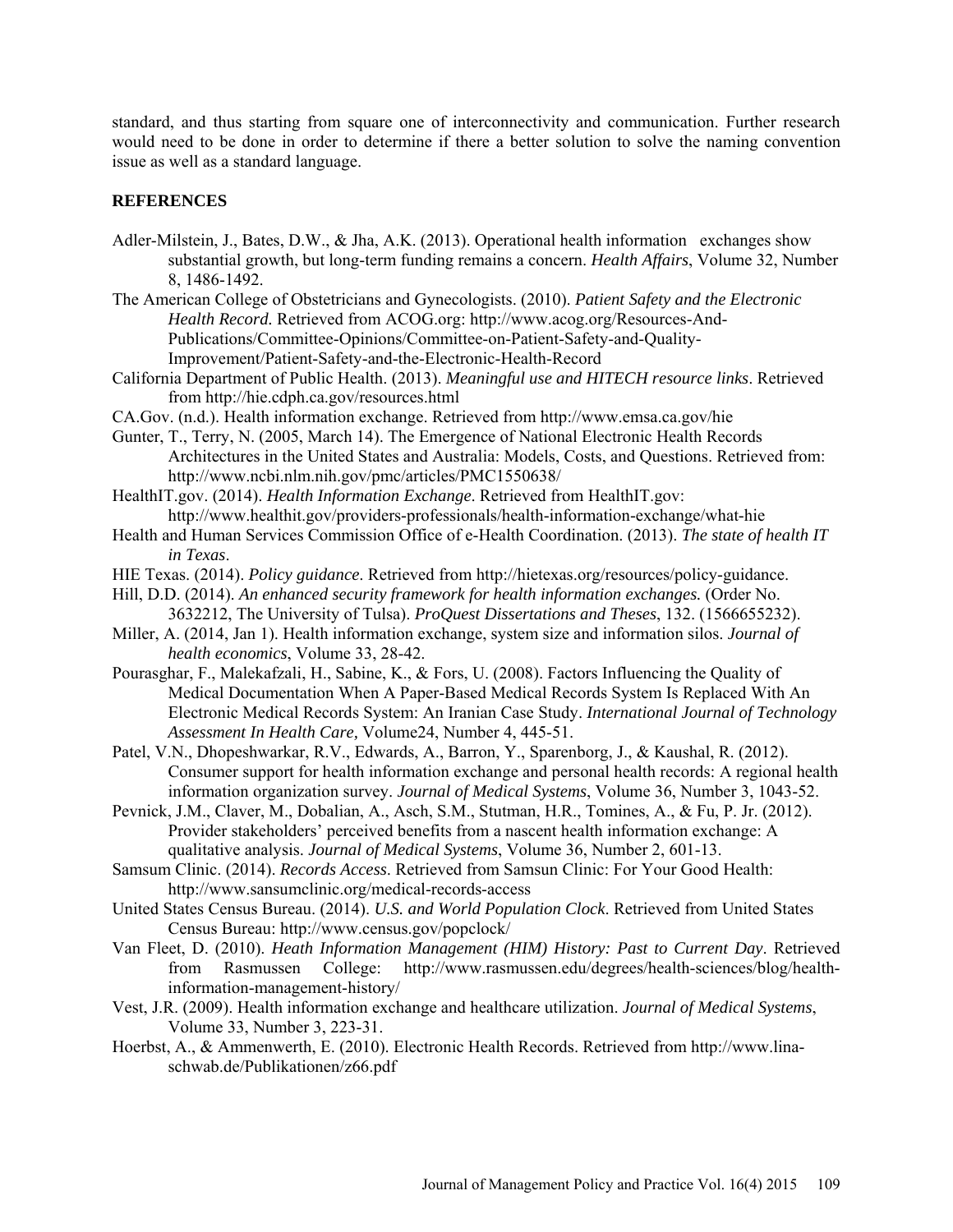standard, and thus starting from square one of interconnectivity and communication. Further research would need to be done in order to determine if there a better solution to solve the naming convention issue as well as a standard language.

## REFERENCES

Adler-Milstein, J., Bates, D.W., & Jha, A.K. (2013). Operational health information exchanges show substantial growth, but long-term funding remains a concern. *Health Affairs*, Volume 32, Number 8, 1486-1492.

The American College of Obstetricians and Gynecologists. (2010). *Patient Safety and the Electronic Health Record.* Retrieved from ACOG.org: http://www.acog.org/Resources-And-Publications/Committee-Opinions/Committee-on-Patient-Safety-and-Quality-Improvement/Patient-Safety-and-the-Electronic-Health-Record

California Department of Public Health. (2013). *Meaningful use and HITECH resource links*. Retrieved from http://hie.cdph.ca.gov/resources.html

CA.Gov. (n.d.). Health information exchange. Retrieved from http://www.emsa.ca.gov/hie

Gunter, T., Terry, N. (2005, March 14). The Emergence of National Electronic Health Records Architectures in the United States and Australia: Models, Costs, and Questions. Retrieved from: http://www.ncbi.nlm.nih.gov/pmc/articles/PMC1550638/

HealthIT.gov. (2014). *Health Information Exchange*. Retrieved from HealthIT.gov: http://www.healthit.gov/providers-professionals/health-information-exchange/what-hie

Health and Human Services Commission Office of e-Health Coordination. (2013). *The state of health IT in Texas*.

HIE Texas. (2014). *Policy guidance*. Retrieved from http://hietexas.org/resources/policy-guidance.

Hill, D.D. (2014). *An enhanced security framework for health information exchanges.* (Order No. 3632212, The University of Tulsa). *ProQuest Dissertations and Theses*, 132. (1566655232).

Miller, A. (2014, Jan 1). Health information exchange, system size and information silos. *Journal of health economics*, Volume 33, 28-42.

Pourasghar, F., Malekafzali, H., Sabine, K., & Fors, U. (2008). Factors Influencing the Quality of Medical Documentation When A Paper-Based Medical Records System Is Replaced With An Electronic Medical Records System: An Iranian Case Study. *International Journal of Technology Assessment In Health Care,* Volume24, Number 4, 445-51.

Patel, V.N., Dhopeshwarkar, R.V., Edwards, A., Barron, Y., Sparenborg, J., & Kaushal, R. (2012). Consumer support for health information exchange and personal health records: A regional health information organization survey. *Journal of Medical Systems*, Volume 36, Number 3, 1043-52.

Pevnick, J.M., Claver, M., Dobalian, A., Asch, S.M., Stutman, H.R., Tomines, A., & Fu, P. Jr. (2012). Provider stakeholders' perceived benefits from a nascent health information exchange: A qualitative analysis. *Journal of Medical Systems*, Volume 36, Number 2, 601-13.

Samsum Clinic. (2014). *Records Access*. Retrieved from Samsun Clinic: For Your Good Health: http://www.sansumclinic.org/medical-records-access

United States Census Bureau. (2014). *U.S. and World Population Clock*. Retrieved from United States Census Bureau: http://www.census.gov/popclock/

Van Fleet, D. (2010). *Heath Information Management (HIM) History: Past to Current Day*. Retrieved from Rasmussen College: http://www.rasmussen.edu/degrees/health-sciences/blog/health-information-management-history/

Vest, J.R. (2009). Health information exchange and healthcare utilization. *Journal of Medical Systems*, Volume 33, Number 3, 223-31.

Hoerbst, A., & Ammenwerth, E. (2010). Electronic Health Records. Retrieved from http://www.lina-schwab.de/Publikationen/z66.pdf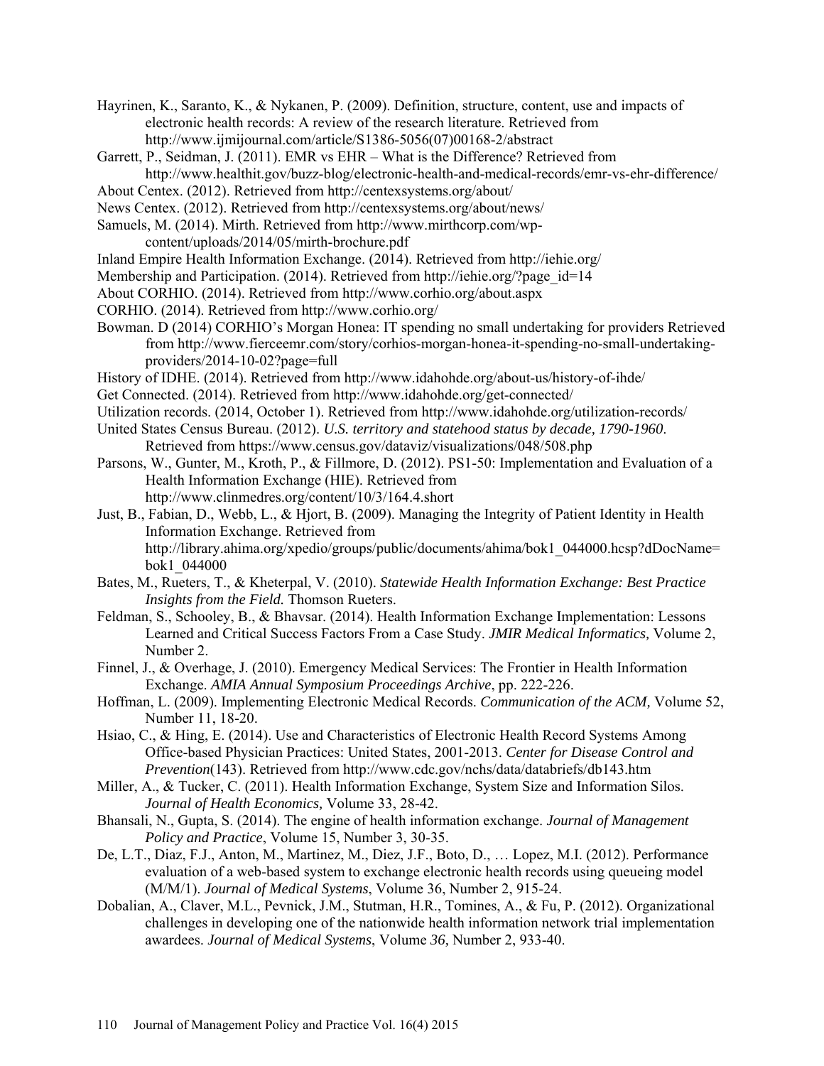Hayrinen, K., Saranto, K., & Nykanen, P. (2009). Definition, structure, content, use and impacts of electronic health records: A review of the research literature. Retrieved from http://www.ijmijournal.com/article/S1386-5056(07)00168-2/abstract

Garrett, P., Seidman, J. (2011). EMR vs EHR – What is the Difference? Retrieved from http://www.healthit.gov/buzz-blog/electronic-health-and-medical-records/emr-vs-ehr-difference/

About Centex. (2012). Retrieved from http://centexsystems.org/about/

News Centex. (2012). Retrieved from http://centexsystems.org/about/news/

Samuels, M. (2014). Mirth. Retrieved from http://www.mirthcorp.com/wp-content/uploads/2014/05/mirth-brochure.pdf

Inland Empire Health Information Exchange. (2014). Retrieved from http://iehie.org/

Membership and Participation. (2014). Retrieved from http://iehie.org/?page_id=14

About CORHIO. (2014). Retrieved from http://www.corhio.org/about.aspx

CORHIO. (2014). Retrieved from http://www.corhio.org/

Bowman. D (2014) CORHIO's Morgan Honea: IT spending no small undertaking for providers Retrieved from http://www.fierceemr.com/story/corhios-morgan-honea-it-spending-no-small-undertaking-providers/2014-10-02?page=full

History of IDHE. (2014). Retrieved from http://www.idahohde.org/about-us/history-of-ihde/

Get Connected. (2014). Retrieved from http://www.idahohde.org/get-connected/

Utilization records. (2014, October 1). Retrieved from http://www.idahohde.org/utilization-records/

United States Census Bureau. (2012). *U.S. territory and statehood status by decade, 1790-1960*. Retrieved from https://www.census.gov/dataviz/visualizations/048/508.php

Parsons, W., Gunter, M., Kroth, P., & Fillmore, D. (2012). PS1-50: Implementation and Evaluation of a Health Information Exchange (HIE). Retrieved from http://www.clinmedres.org/content/10/3/164.4.short

Just, B., Fabian, D., Webb, L., & Hjort, B. (2009). Managing the Integrity of Patient Identity in Health Information Exchange. Retrieved from http://library.ahima.org/xpedio/groups/public/documents/ahima/bok1_044000.hcsp?dDocName=bok1_044000

Bates, M., Rueters, T., & Kheterpal, V. (2010). *Statewide Health Information Exchange: Best Practice Insights from the Field.* Thomson Rueters.

Feldman, S., Schooley, B., & Bhavsar. (2014). Health Information Exchange Implementation: Lessons Learned and Critical Success Factors From a Case Study. *JMIR Medical Informatics,* Volume 2, Number 2.

Finnel, J., & Overhage, J. (2010). Emergency Medical Services: The Frontier in Health Information Exchange. *AMIA Annual Symposium Proceedings Archive*, pp. 222-226.

Hoffman, L. (2009). Implementing Electronic Medical Records. *Communication of the ACM,* Volume 52, Number 11, 18-20.

Hsiao, C., & Hing, E. (2014). Use and Characteristics of Electronic Health Record Systems Among Office-based Physician Practices: United States, 2001-2013. *Center for Disease Control and Prevention*(143). Retrieved from http://www.cdc.gov/nchs/data/databriefs/db143.htm

Miller, A., & Tucker, C. (2011). Health Information Exchange, System Size and Information Silos. *Journal of Health Economics,* Volume 33, 28-42.

Bhansali, N., Gupta, S. (2014). The engine of health information exchange. *Journal of Management Policy and Practice*, Volume 15, Number 3, 30-35.

De, L.T., Diaz, F.J., Anton, M., Martinez, M., Diez, J.F., Boto, D., … Lopez, M.I. (2012). Performance evaluation of a web-based system to exchange electronic health records using queueing model (M/M/1). *Journal of Medical Systems*, Volume 36, Number 2, 915-24.

Dobalian, A., Claver, M.L., Pevnick, J.M., Stutman, H.R., Tomines, A., & Fu, P. (2012). Organizational challenges in developing one of the nationwide health information network trial implementation awardees. *Journal of Medical Systems*, Volume *36,* Number 2, 933-40.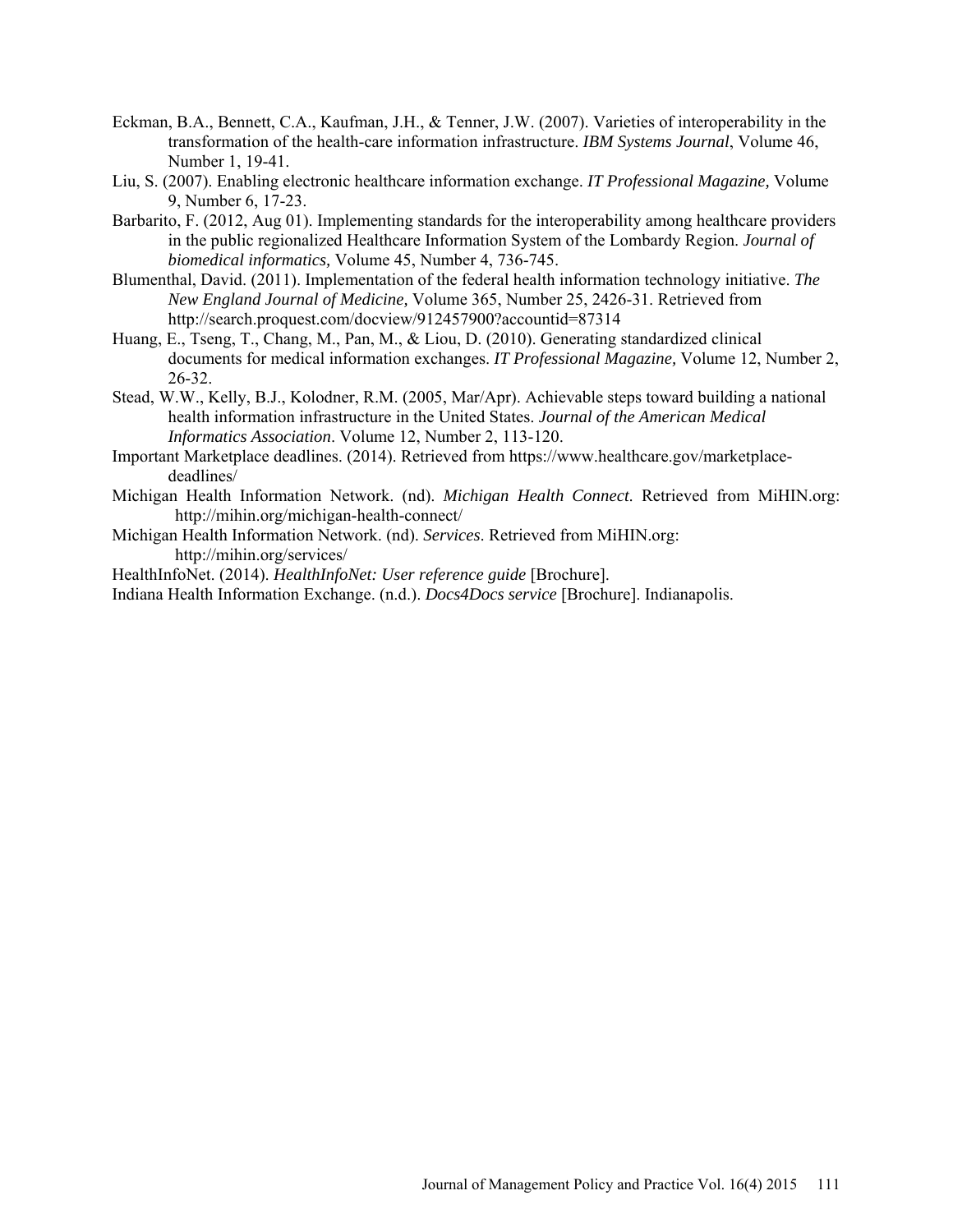Eckman, B.A., Bennett, C.A., Kaufman, J.H., & Tenner, J.W. (2007). Varieties of interoperability in the transformation of the health-care information infrastructure. *IBM Systems Journal*, Volume 46, Number 1, 19-41.

Liu, S. (2007). Enabling electronic healthcare information exchange. *IT Professional Magazine,* Volume 9, Number 6, 17-23.

Barbarito, F. (2012, Aug 01). Implementing standards for the interoperability among healthcare providers in the public regionalized Healthcare Information System of the Lombardy Region. *Journal of biomedical informatics,* Volume 45, Number 4, 736-745.

Blumenthal, David. (2011). Implementation of the federal health information technology initiative. *The New England Journal of Medicine,* Volume 365, Number 25, 2426-31. Retrieved from http://search.proquest.com/docview/912457900?accountid=87314

Huang, E., Tseng, T., Chang, M., Pan, M., & Liou, D. (2010). Generating standardized clinical documents for medical information exchanges. *IT Professional Magazine,* Volume 12, Number 2, 26-32.

Stead, W.W., Kelly, B.J., Kolodner, R.M. (2005, Mar/Apr). Achievable steps toward building a national health information infrastructure in the United States. *Journal of the American Medical Informatics Association*. Volume 12, Number 2, 113-120.

Important Marketplace deadlines. (2014). Retrieved from https://www.healthcare.gov/marketplace-deadlines/

Michigan Health Information Network. (nd). *Michigan Health Connect*. Retrieved from MiHIN.org: http://mihin.org/michigan-health-connect/

Michigan Health Information Network. (nd). *Services*. Retrieved from MiHIN.org: http://mihin.org/services/

HealthInfoNet. (2014). *HealthInfoNet: User reference guide* [Brochure].

Indiana Health Information Exchange. (n.d.). *Docs4Docs service* [Brochure]. Indianapolis.